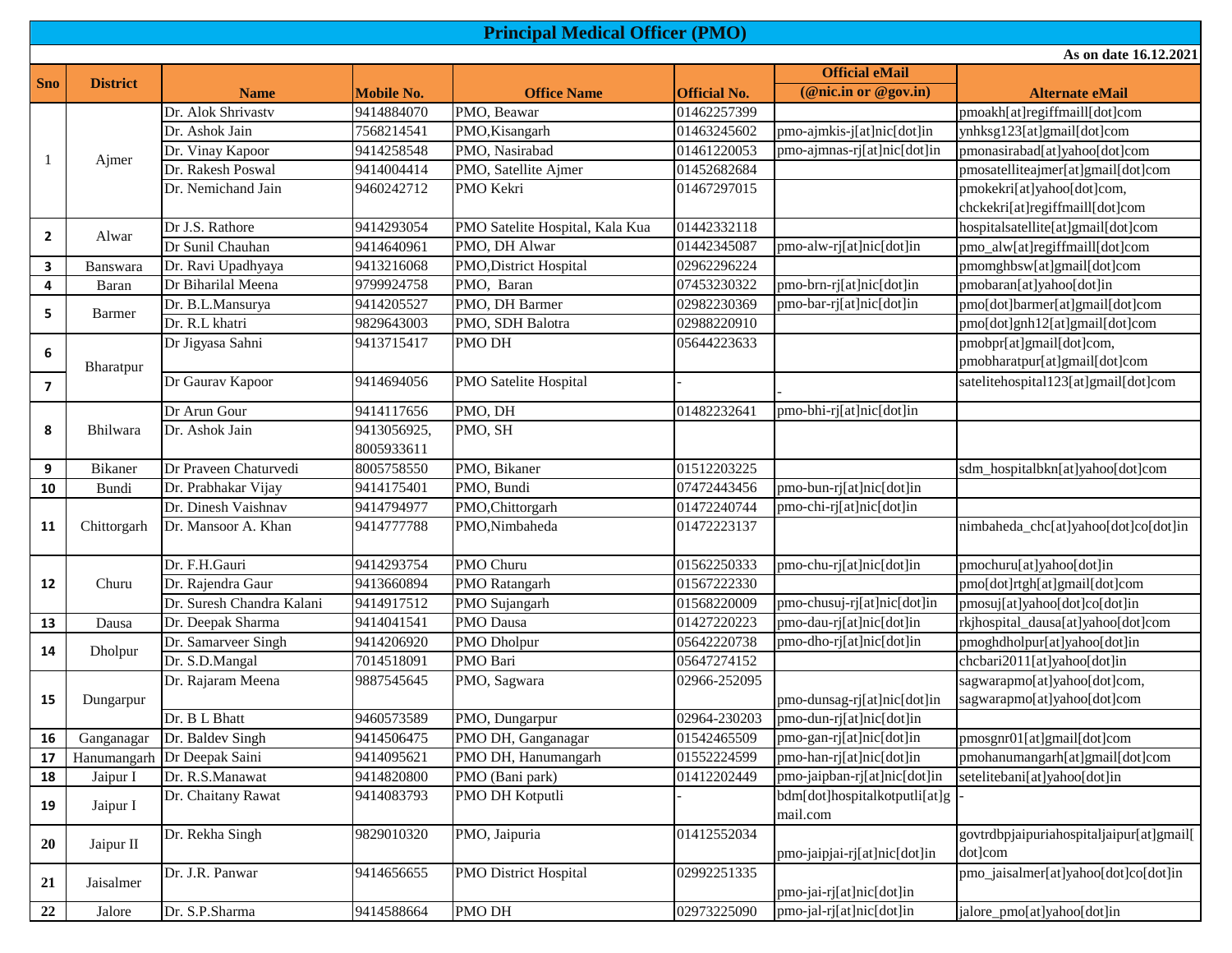# Principal Medical Officer (PMO)

As on date 16.12.2021

| Sno | District | Name | Mobile No. | Office Name | Official No. | Official eMail (@nic.in or @gov.in) | Alternate eMail |
|---|---|---|---|---|---|---|---|
| 1 | Ajmer | Dr. Alok Shrivastv | 9414884070 | PMO, Beawar | 01462257399 | | pmoakh[at]regiffmaill[dot]com |
| | | Dr. Ashok Jain | 7568214541 | PMO,Kisangarh | 01463245602 | pmo-ajmkis-j[at]nic[dot]in | ynhksg123[at]gmail[dot]com |
| | | Dr. Vinay Kapoor | 9414258548 | PMO, Nasirabad | 01461220053 | pmo-ajmnas-rj[at]nic[dot]in | pmonasirabad[at]yahoo[dot]com |
| | | Dr. Rakesh Poswal | 9414004414 | PMO, Satellite Ajmer | 01452682684 | | pmosatelliteajmer[at]gmail[dot]com |
| | | Dr. Nemichand Jain | 9460242712 | PMO Kekri | 01467297015 | | pmokekri[at]yahoo[dot]com, chckekri[at]regiffmaill[dot]com |
| 2 | Alwar | Dr J.S. Rathore | 9414293054 | PMO Satelite Hospital, Kala Kua | 01442332118 | | hospitalsatellite[at]gmail[dot]com |
| | | Dr Sunil Chauhan | 9414640961 | PMO, DH Alwar | 01442345087 | pmo-alw-rj[at]nic[dot]in | pmo_alw[at]regiffmaill[dot]com |
| 3 | Banswara | Dr. Ravi Upadhyaya | 9413216068 | PMO,District Hospital | 02962296224 | | pmomghbsw[at]gmail[dot]com |
| 4 | Baran | Dr Biharilal Meena | 9799924758 | PMO, Baran | 07453230322 | pmo-brn-rj[at]nic[dot]in | pmobaran[at]yahoo[dot]in |
| 5 | Barmer | Dr. B.L.Mansurya | 9414205527 | PMO, DH Barmer | 02982230369 | pmo-bar-rj[at]nic[dot]in | pmo[dot]barmer[at]gmail[dot]com |
| | | Dr. R.L khatri | 9829643003 | PMO, SDH Balotra | 02988220910 | | pmo[dot]gnh12[at]gmail[dot]com |
| 6 | Bharatpur | Dr Jigyasa Sahni | 9413715417 | PMO DH | 05644223633 | | pmobpr[at]gmail[dot]com, pmobharatpur[at]gmail[dot]com |
| 7 | | Dr Gaurav Kapoor | 9414694056 | PMO Satelite Hospital | - | - | satelitehospital123[at]gmail[dot]com |
| 8 | Bhilwara | Dr Arun Gour | 9414117656 | PMO, DH | 01482232641 | pmo-bhi-rj[at]nic[dot]in | |
| | | Dr. Ashok Jain | 9413056925, 8005933611 | PMO, SH | | | |
| 9 | Bikaner | Dr Praveen Chaturvedi | 8005758550 | PMO, Bikaner | 01512203225 | | sdm_hospitalbkn[at]yahoo[dot]com |
| 10 | Bundi | Dr. Prabhakar Vijay | 9414175401 | PMO, Bundi | 07472443456 | pmo-bun-rj[at]nic[dot]in | |
| 11 | Chittorgarh | Dr. Dinesh Vaishnav | 9414794977 | PMO,Chittorgarh | 01472240744 | pmo-chi-rj[at]nic[dot]in | |
| | | Dr. Mansoor A. Khan | 9414777788 | PMO,Nimbaheda | 01472223137 | | nimbaheda_chc[at]yahoo[dot]co[dot]in |
| 12 | Churu | Dr. F.H.Gauri | 9414293754 | PMO Churu | 01562250333 | pmo-chu-rj[at]nic[dot]in | pmochuru[at]yahoo[dot]in |
| | | Dr. Rajendra Gaur | 9413660894 | PMO Ratangarh | 01567222330 | | pmo[dot]rtgh[at]gmail[dot]com |
| | | Dr. Suresh Chandra Kalani | 9414917512 | PMO Sujangarh | 01568220009 | pmo-chusuj-rj[at]nic[dot]in | pmosuj[at]yahoo[dot]co[dot]in |
| 13 | Dausa | Dr. Deepak Sharma | 9414041541 | PMO Dausa | 01427220223 | pmo-dau-rj[at]nic[dot]in | rkjhospital_dausa[at]yahoo[dot]com |
| 14 | Dholpur | Dr. Samarveer Singh | 9414206920 | PMO Dholpur | 05642220738 | pmo-dho-rj[at]nic[dot]in | pmoghdholpur[at]yahoo[dot]in |
| | | Dr. S.D.Mangal | 7014518091 | PMO Bari | 05647274152 | | chcbari2011[at]yahoo[dot]in |
| 15 | Dungarpur | Dr. Rajaram Meena | 9887545645 | PMO, Sagwara | 02966-252095 | pmo-dunsag-rj[at]nic[dot]in | sagwarapmo[at]yahoo[dot]com, sagwarapmo[at]yahoo[dot]com |
| | | Dr. B L Bhatt | 9460573589 | PMO, Dungarpur | 02964-230203 | pmo-dun-rj[at]nic[dot]in | |
| 16 | Ganganagar | Dr. Baldev Singh | 9414506475 | PMO DH, Ganganagar | 01542465509 | pmo-gan-rj[at]nic[dot]in | pmosgnr01[at]gmail[dot]com |
| 17 | Hanumangarh | Dr Deepak Saini | 9414095621 | PMO DH, Hanumangarh | 01552224599 | pmo-han-rj[at]nic[dot]in | pmohanumangarh[at]gmail[dot]com |
| 18 | Jaipur I | Dr. R.S.Manawat | 9414820800 | PMO (Bani park) | 01412202449 | pmo-jaipban-rj[at]nic[dot]in | setelitebani[at]yahoo[dot]in |
| 19 | Jaipur I | Dr. Chaitany Rawat | 9414083793 | PMO DH Kotputli | - | bdm[dot]hospitalkotputli[at]gmail.com | - |
| 20 | Jaipur II | Dr. Rekha Singh | 9829010320 | PMO, Jaipuria | 01412552034 | pmo-jaipjai-rj[at]nic[dot]in | govtrdbpjaipuriahospitaljaipur[at]gmail[dot]com |
| 21 | Jaisalmer | Dr. J.R. Panwar | 9414656655 | PMO District Hospital | 02992251335 | pmo-jai-rj[at]nic[dot]in | pmo_jaisalmer[at]yahoo[dot]co[dot]in |
| 22 | Jalore | Dr. S.P.Sharma | 9414588664 | PMO DH | 02973225090 | pmo-jal-rj[at]nic[dot]in | jalore_pmo[at]yahoo[dot]in |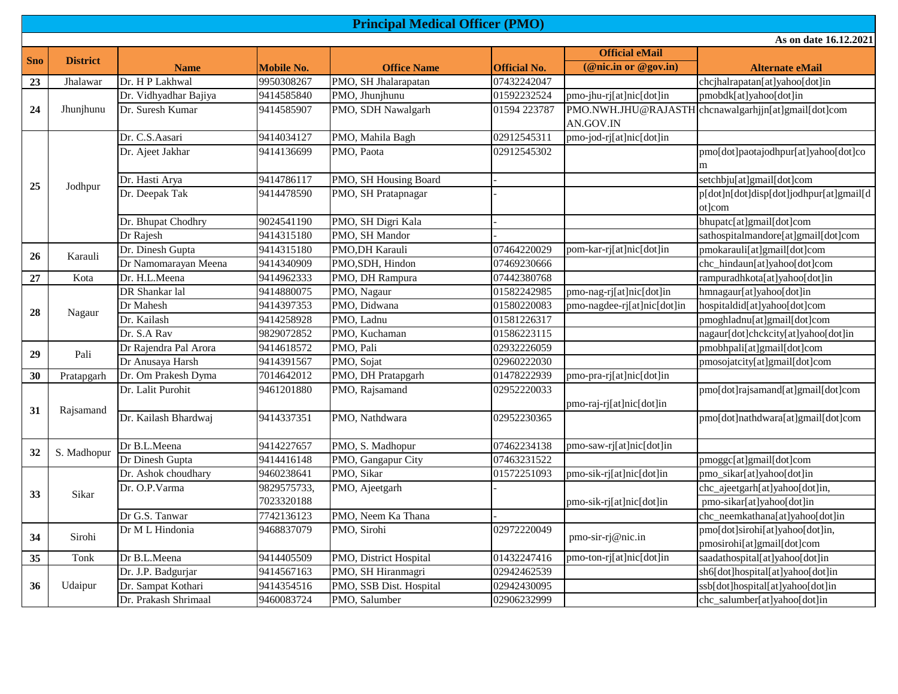# Principal Medical Officer (PMO)

As on date 16.12.2021

| Sno | District | Name | Mobile No. | Office Name | Official No. | Official eMail (@nic.in or @gov.in) | Alternate eMail |
|---|---|---|---|---|---|---|---|
| 23 | Jhalawar | Dr. H P Lakhwal | 9950308267 | PMO, SH Jhalarapatan | 07432242047 | | chcjhalrapatan[at]yahoo[dot]in |
| 24 | Jhunjhunu | Dr. Vidhyadhar Bajiya | 9414585840 | PMO, Jhunjhunu | 01592232524 | pmo-jhu-rj[at]nic[dot]in | pmobdk[at]yahoo[dot]in |
| | | Dr. Suresh Kumar | 9414585907 | PMO, SDH Nawalgarh | 01594 223787 | PMO.NWH.JHU@RAJASTHAN.GOV.IN | chcnawalgarhjjn[at]gmail[dot]com |
| 25 | Jodhpur | Dr. C.S.Aasari | 9414034127 | PMO, Mahila Bagh | 02912545311 | pmo-jod-rj[at]nic[dot]in | |
| | | Dr. Ajeet Jakhar | 9414136699 | PMO, Paota | 02912545302 | | pmo[dot]paotajodhpur[at]yahoo[dot]com |
| | | Dr. Hasti Arya | 9414786117 | PMO, SH Housing Board | - | | setchbju[at]gmail[dot]com |
| | | Dr. Deepak Tak | 9414478590 | PMO, SH Pratapnagar | - | | p[dot]n[dot]disp[dot]jodhpur[at]gmail[dot]com |
| | | Dr. Bhupat Chodhry | 9024541190 | PMO, SH Digri Kala | - | | bhupatc[at]gmail[dot]com |
| | | Dr Rajesh | 9414315180 | PMO, SH Mandor | - | | sathospitalmandore[at]gmail[dot]com |
| 26 | Karauli | Dr. Dinesh Gupta | 9414315180 | PMO,DH Karauli | 07464220029 | pom-kar-rj[at]nic[dot]in | pmokarauli[at]gmail[dot]com |
| | | Dr Namomarayan Meena | 9414340909 | PMO,SDH, Hindon | 07469230666 | | chc_hindaun[at]yahoo[dot]com |
| 27 | Kota | Dr. H.L.Meena | 9414962333 | PMO, DH Rampura | 07442380768 | | rampuradhkota[at]yahoo[dot]in |
| 28 | Nagaur | DR Shankar lal | 9414880075 | PMO, Nagaur | 01582242985 | pmo-nag-rj[at]nic[dot]in | hmnagaur[at]yahoo[dot]in |
| | | Dr Mahesh | 9414397353 | PMO, Didwana | 01580220083 | pmo-nagdee-rj[at]nic[dot]in | hospitaldid[at]yahoo[dot]com |
| | | Dr. Kailash | 9414258928 | PMO, Ladnu | 01581226317 | | pmoghladnu[at]gmail[dot]com |
| | | Dr. S.A Rav | 9829072852 | PMO, Kuchaman | 01586223115 | | nagaur[dot]chckcity[at]yahoo[dot]in |
| 29 | Pali | Dr Rajendra Pal Arora | 9414618572 | PMO, Pali | 02932226059 | | pmobhpali[at]gmail[dot]com |
| | | Dr Anusaya Harsh | 9414391567 | PMO, Sojat | 02960222030 | | pmosojatcity[at]gmail[dot]com |
| 30 | Pratapgarh | Dr. Om Prakesh Dyma | 7014642012 | PMO, DH Pratapgarh | 01478222939 | pmo-pra-rj[at]nic[dot]in | |
| 31 | Rajsamand | Dr. Lalit Purohit | 9461201880 | PMO, Rajsamand | 02952220033 | pmo-raj-rj[at]nic[dot]in | pmo[dot]rajsamand[at]gmail[dot]com |
| | | Dr. Kailash Bhardwaj | 9414337351 | PMO, Nathdwara | 02952230365 | | pmo[dot]nathdwara[at]gmail[dot]com |
| 32 | S. Madhopur | Dr B.L.Meena | 9414227657 | PMO, S. Madhopur | 07462234138 | pmo-saw-rj[at]nic[dot]in | |
| | | Dr Dinesh Gupta | 9414416148 | PMO, Gangapur City | 07463231522 | | pmoggc[at]gmail[dot]com |
| 33 | Sikar | Dr. Ashok choudhary | 9460238641 | PMO, Sikar | 01572251093 | pmo-sik-rj[at]nic[dot]in | pmo_sikar[at]yahoo[dot]in |
| | | Dr. O.P.Varma | 9829575733, 7023320188 | PMO, Ajeetgarh | - | pmo-sik-rj[at]nic[dot]in | chc_ajeetgarh[at]yahoo[dot]in, pmo-sikar[at]yahoo[dot]in |
| | | Dr G.S. Tanwar | 7742136123 | PMO, Neem Ka Thana | - | | chc_neemkathana[at]yahoo[dot]in |
| 34 | Sirohi | Dr M L Hindonia | 9468837079 | PMO, Sirohi | 02972220049 | pmo-sir-rj@nic.in | pmo[dot]sirohi[at]yahoo[dot]in, pmosirohi[at]gmail[dot]com |
| 35 | Tonk | Dr B.L.Meena | 9414405509 | PMO, District Hospital | 01432247416 | pmo-ton-rj[at]nic[dot]in | saadathospital[at]yahoo[dot]in |
| 36 | Udaipur | Dr. J.P. Badgurjar | 9414567163 | PMO, SH Hiranmagri | 02942462539 | | sh6[dot]hospital[at]yahoo[dot]in |
| | | Dr. Sampat Kothari | 9414354516 | PMO, SSB Dist. Hospital | 02942430095 | | ssb[dot]hospital[at]yahoo[dot]in |
| | | Dr. Prakash Shrimaal | 9460083724 | PMO, Salumber | 02906232999 | | chc_salumber[at]yahoo[dot]in |